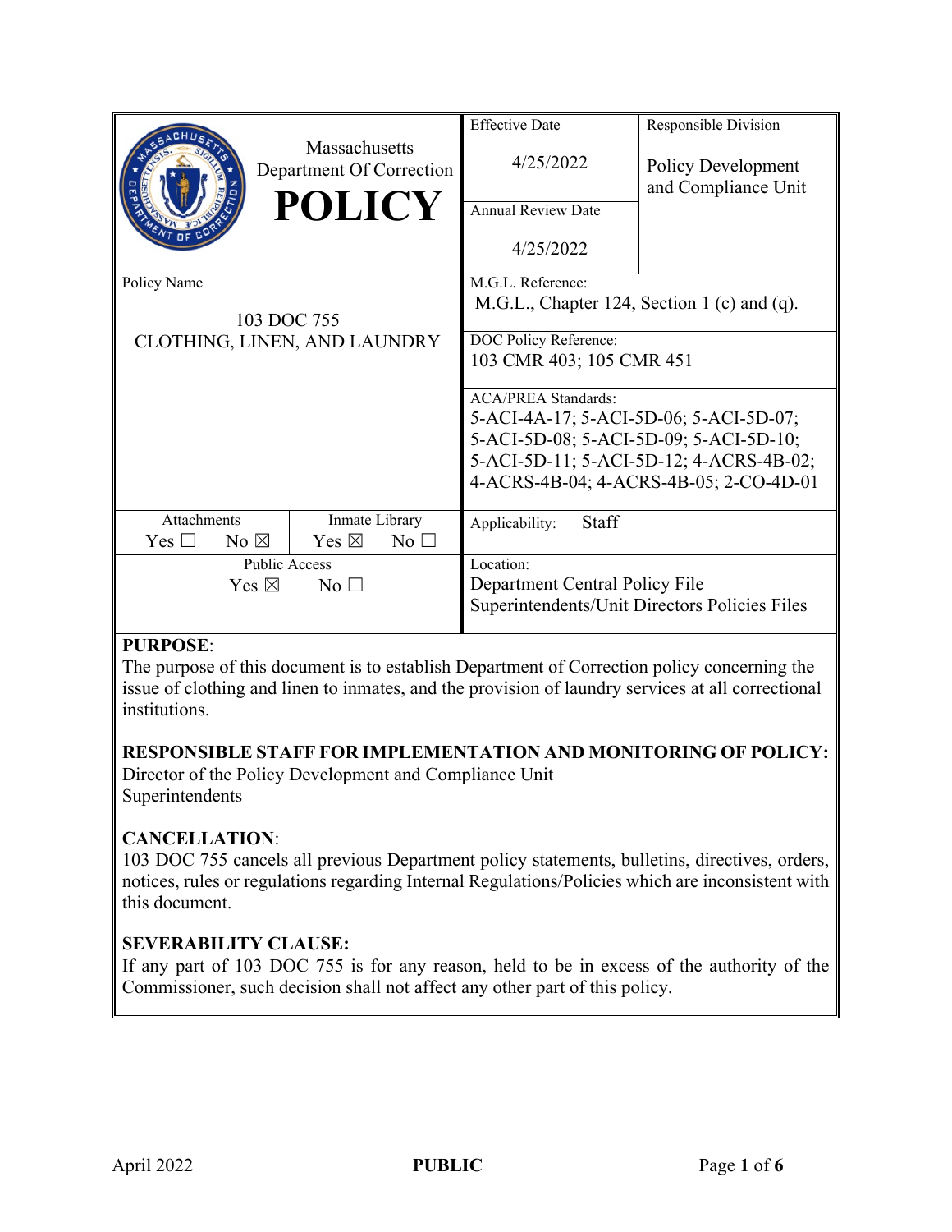| Massachusetts Department Of Correction **POLICY** | Effective Date<br>4/25/2022 | Responsible Division<br>Policy Development and Compliance Unit |
|---|---|---|
| | Annual Review Date<br>4/25/2022 | |

| Policy Name | M.G.L. Reference: |
|---|---|
| 103 DOC 755<br>CLOTHING, LINEN, AND LAUNDRY | M.G.L., Chapter 124, Section 1 (c) and (q). |
| | DOC Policy Reference:<br>103 CMR 403; 105 CMR 451 |
| | ACA/PREA Standards:<br>5-ACI-4A-17; 5-ACI-5D-06; 5-ACI-5D-07; 5-ACI-5D-08; 5-ACI-5D-09; 5-ACI-5D-10; 5-ACI-5D-11; 5-ACI-5D-12; 4-ACRS-4B-02; 4-ACRS-4B-04; 4-ACRS-4B-05; 2-CO-4D-01 |

| Attachments | Inmate Library | Applicability: Staff |
|---|---|---|
| Yes ☐ No ☒ | Yes ☒ No ☐ | |
| Public Access<br>Yes ☒ No ☐ | | Location:<br>Department Central Policy File<br>Superintendents/Unit Directors Policies Files |

**PURPOSE**:
The purpose of this document is to establish Department of Correction policy concerning the issue of clothing and linen to inmates, and the provision of laundry services at all correctional institutions.

**RESPONSIBLE STAFF FOR IMPLEMENTATION AND MONITORING OF POLICY:**
Director of the Policy Development and Compliance Unit
Superintendents

**CANCELLATION**:
103 DOC 755 cancels all previous Department policy statements, bulletins, directives, orders, notices, rules or regulations regarding Internal Regulations/Policies which are inconsistent with this document.

**SEVERABILITY CLAUSE:**
If any part of 103 DOC 755 is for any reason, held to be in excess of the authority of the Commissioner, such decision shall not affect any other part of this policy.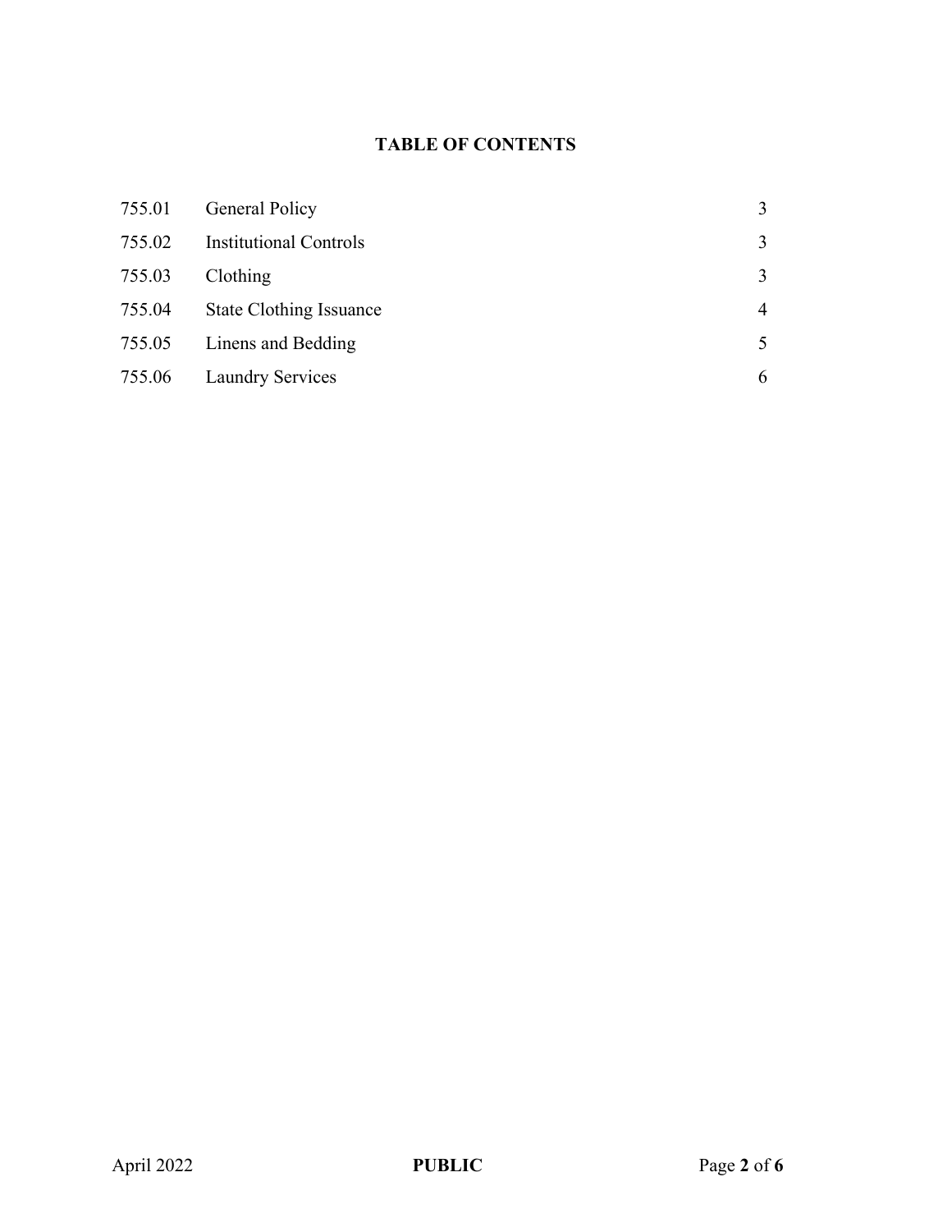## TABLE OF CONTENTS

| | | |
|---|---|---|
| 755.01 | General Policy | 3 |
| 755.02 | Institutional Controls | 3 |
| 755.03 | Clothing | 3 |
| 755.04 | State Clothing Issuance | 4 |
| 755.05 | Linens and Bedding | 5 |
| 755.06 | Laundry Services | 6 |

April 2022 **PUBLIC**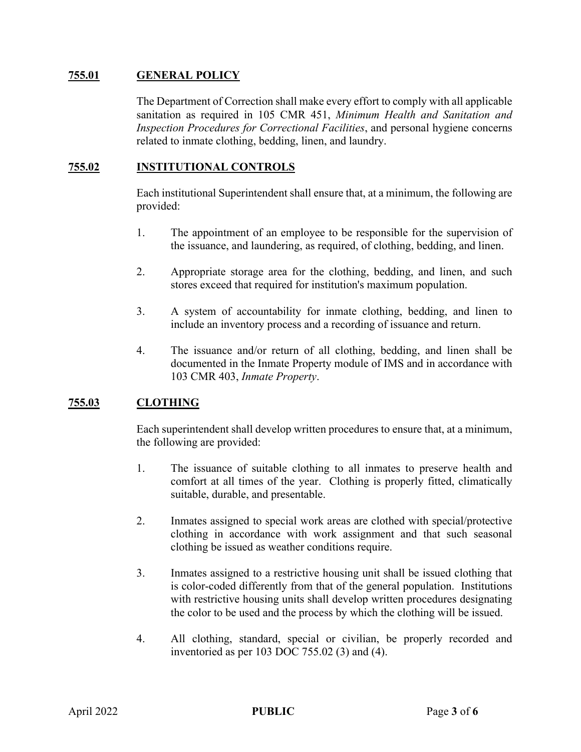## 755.01 GENERAL POLICY

The Department of Correction shall make every effort to comply with all applicable sanitation as required in 105 CMR 451, *Minimum Health and Sanitation and Inspection Procedures for Correctional Facilities*, and personal hygiene concerns related to inmate clothing, bedding, linen, and laundry.

## 755.02 INSTITUTIONAL CONTROLS

Each institutional Superintendent shall ensure that, at a minimum, the following are provided:

1. The appointment of an employee to be responsible for the supervision of the issuance, and laundering, as required, of clothing, bedding, and linen.

2. Appropriate storage area for the clothing, bedding, and linen, and such stores exceed that required for institution's maximum population.

3. A system of accountability for inmate clothing, bedding, and linen to include an inventory process and a recording of issuance and return.

4. The issuance and/or return of all clothing, bedding, and linen shall be documented in the Inmate Property module of IMS and in accordance with 103 CMR 403, *Inmate Property*.

## 755.03 CLOTHING

Each superintendent shall develop written procedures to ensure that, at a minimum, the following are provided:

1. The issuance of suitable clothing to all inmates to preserve health and comfort at all times of the year. Clothing is properly fitted, climatically suitable, durable, and presentable.

2. Inmates assigned to special work areas are clothed with special/protective clothing in accordance with work assignment and that such seasonal clothing be issued as weather conditions require.

3. Inmates assigned to a restrictive housing unit shall be issued clothing that is color-coded differently from that of the general population. Institutions with restrictive housing units shall develop written procedures designating the color to be used and the process by which the clothing will be issued.

4. All clothing, standard, special or civilian, be properly recorded and inventoried as per 103 DOC 755.02 (3) and (4).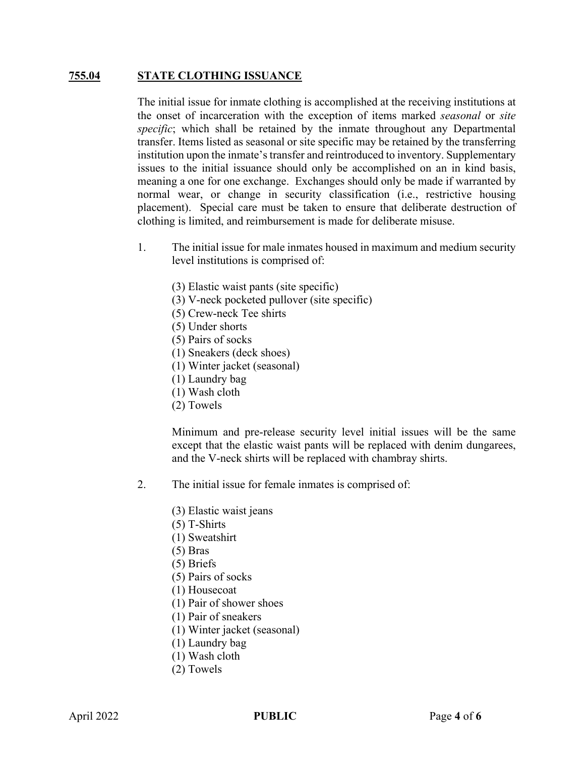## **755.04 STATE CLOTHING ISSUANCE**

The initial issue for inmate clothing is accomplished at the receiving institutions at the onset of incarceration with the exception of items marked *seasonal* or *site specific*; which shall be retained by the inmate throughout any Departmental transfer. Items listed as seasonal or site specific may be retained by the transferring institution upon the inmate's transfer and reintroduced to inventory. Supplementary issues to the initial issuance should only be accomplished on an in kind basis, meaning a one for one exchange. Exchanges should only be made if warranted by normal wear, or change in security classification (i.e., restrictive housing placement). Special care must be taken to ensure that deliberate destruction of clothing is limited, and reimbursement is made for deliberate misuse.

1. The initial issue for male inmates housed in maximum and medium security level institutions is comprised of:

   (3) Elastic waist pants (site specific)
   (3) V-neck pocketed pullover (site specific)
   (5) Crew-neck Tee shirts
   (5) Under shorts
   (5) Pairs of socks
   (1) Sneakers (deck shoes)
   (1) Winter jacket (seasonal)
   (1) Laundry bag
   (1) Wash cloth
   (2) Towels

   Minimum and pre-release security level initial issues will be the same except that the elastic waist pants will be replaced with denim dungarees, and the V-neck shirts will be replaced with chambray shirts.

2. The initial issue for female inmates is comprised of:

   (3) Elastic waist jeans
   (5) T-Shirts
   (1) Sweatshirt
   (5) Bras
   (5) Briefs
   (5) Pairs of socks
   (1) Housecoat
   (1) Pair of shower shoes
   (1) Pair of sneakers
   (1) Winter jacket (seasonal)
   (1) Laundry bag
   (1) Wash cloth
   (2) Towels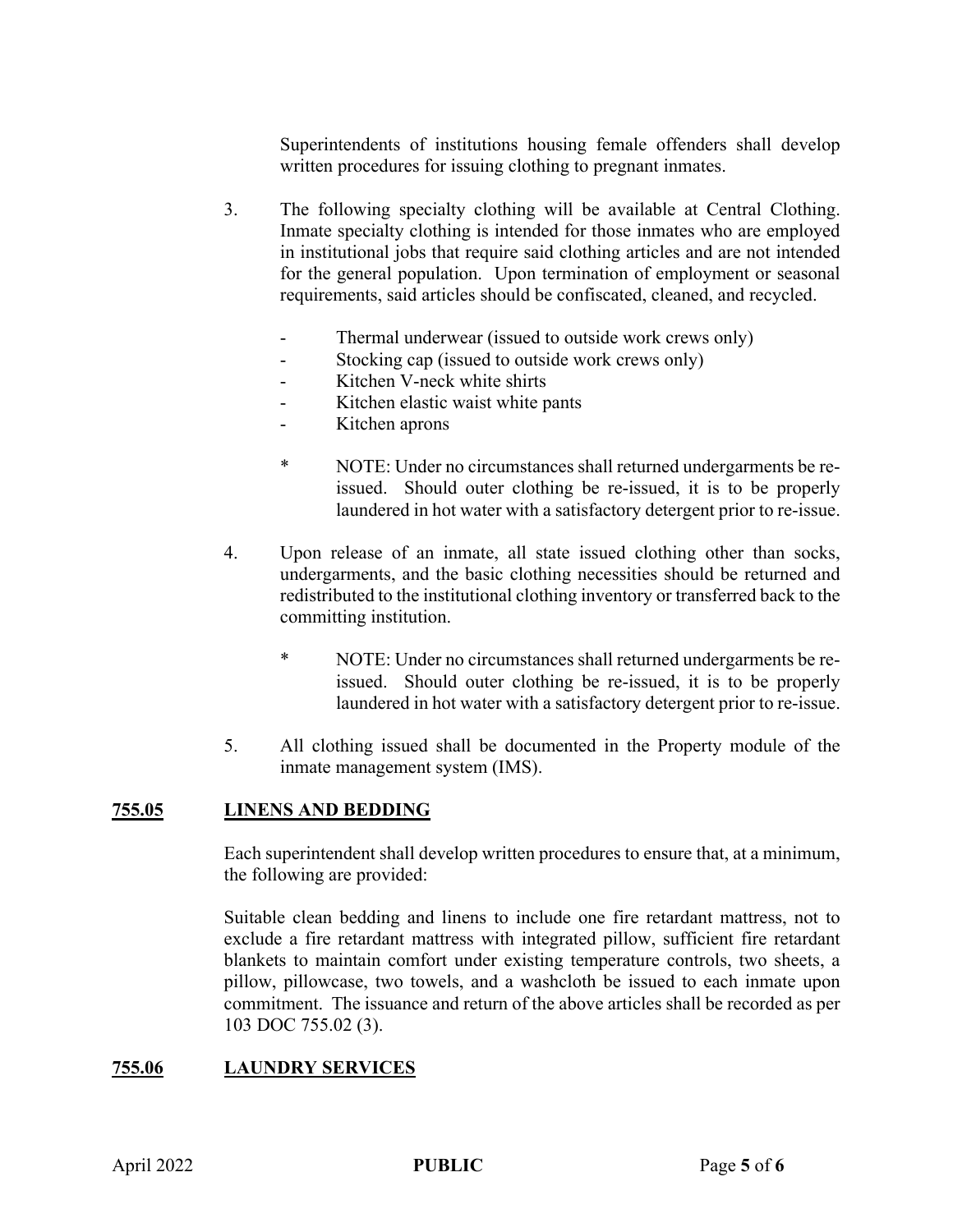Superintendents of institutions housing female offenders shall develop written procedures for issuing clothing to pregnant inmates.

3. The following specialty clothing will be available at Central Clothing. Inmate specialty clothing is intended for those inmates who are employed in institutional jobs that require said clothing articles and are not intended for the general population. Upon termination of employment or seasonal requirements, said articles should be confiscated, cleaned, and recycled.

   - Thermal underwear (issued to outside work crews only)
   - Stocking cap (issued to outside work crews only)
   - Kitchen V-neck white shirts
   - Kitchen elastic waist white pants
   - Kitchen aprons

   \* NOTE: Under no circumstances shall returned undergarments be re-issued. Should outer clothing be re-issued, it is to be properly laundered in hot water with a satisfactory detergent prior to re-issue.

4. Upon release of an inmate, all state issued clothing other than socks, undergarments, and the basic clothing necessities should be returned and redistributed to the institutional clothing inventory or transferred back to the committing institution.

   \* NOTE: Under no circumstances shall returned undergarments be re-issued. Should outer clothing be re-issued, it is to be properly laundered in hot water with a satisfactory detergent prior to re-issue.

5. All clothing issued shall be documented in the Property module of the inmate management system (IMS).

## 755.05 LINENS AND BEDDING

Each superintendent shall develop written procedures to ensure that, at a minimum, the following are provided:

Suitable clean bedding and linens to include one fire retardant mattress, not to exclude a fire retardant mattress with integrated pillow, sufficient fire retardant blankets to maintain comfort under existing temperature controls, two sheets, a pillow, pillowcase, two towels, and a washcloth be issued to each inmate upon commitment. The issuance and return of the above articles shall be recorded as per 103 DOC 755.02 (3).

## 755.06 LAUNDRY SERVICES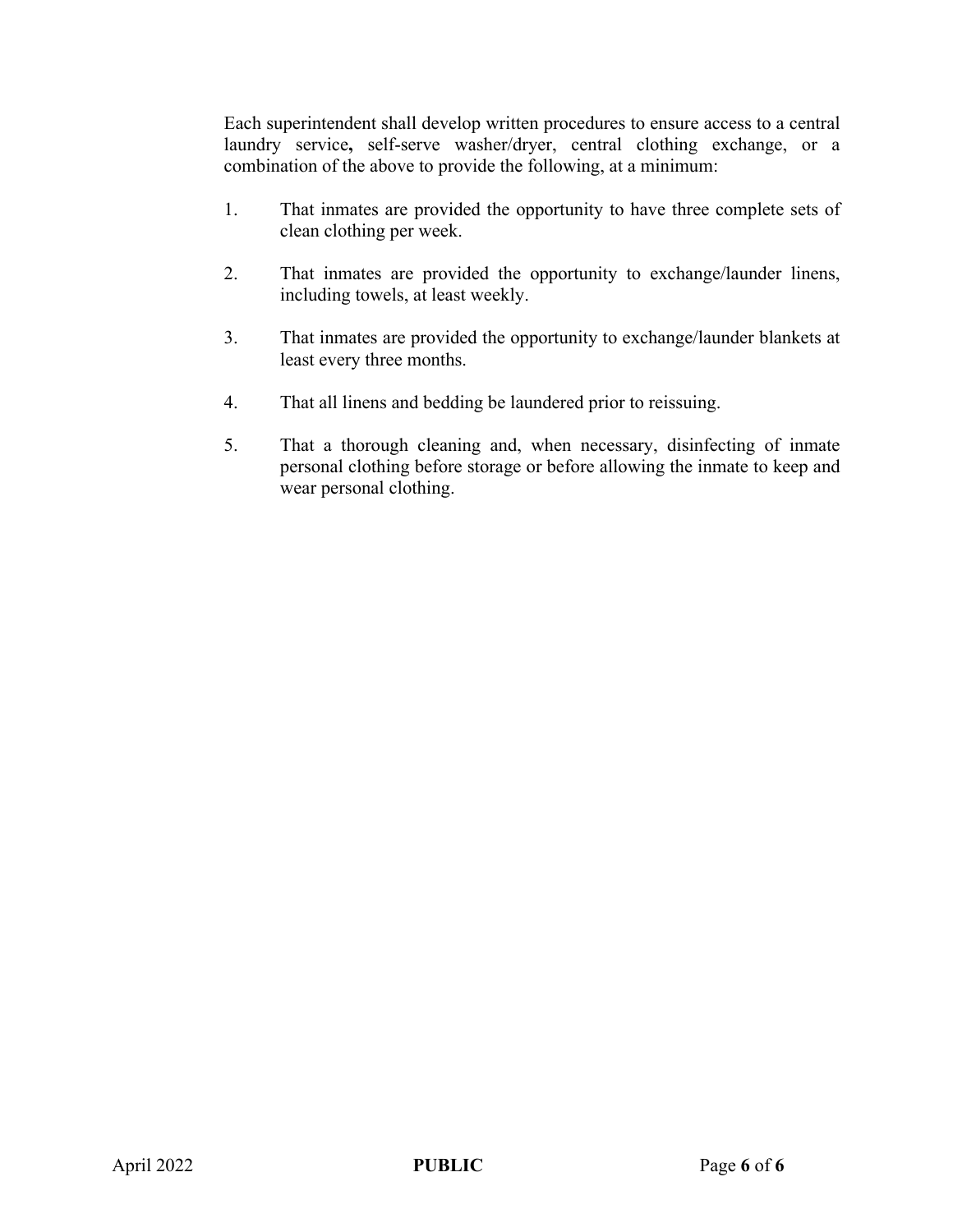Each superintendent shall develop written procedures to ensure access to a central laundry service**,** self-serve washer/dryer, central clothing exchange, or a combination of the above to provide the following, at a minimum:

1. That inmates are provided the opportunity to have three complete sets of clean clothing per week.

2. That inmates are provided the opportunity to exchange/launder linens, including towels, at least weekly.

3. That inmates are provided the opportunity to exchange/launder blankets at least every three months.

4. That all linens and bedding be laundered prior to reissuing.

5. That a thorough cleaning and, when necessary, disinfecting of inmate personal clothing before storage or before allowing the inmate to keep and wear personal clothing.